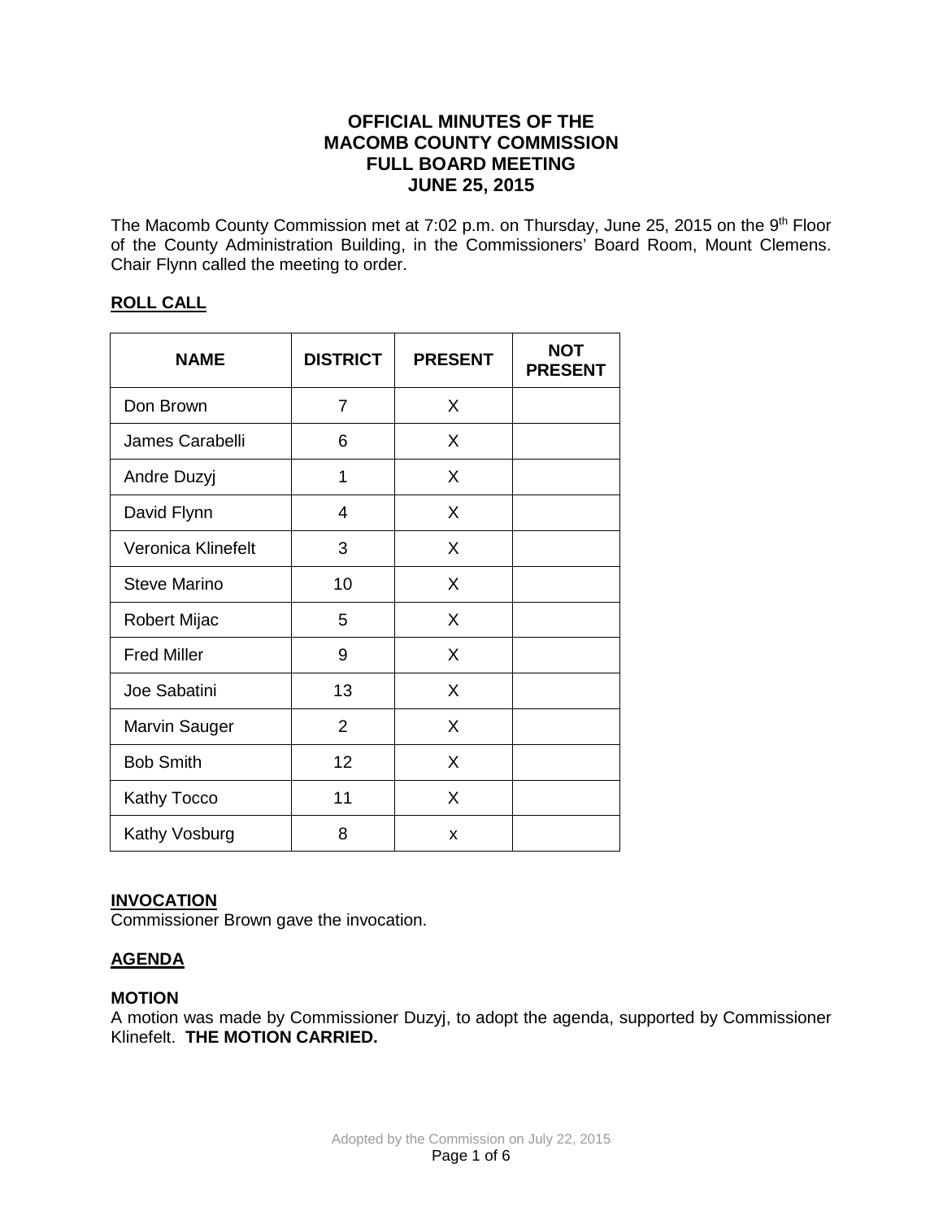# OFFICIAL MINUTES OF THE MACOMB COUNTY COMMISSION FULL BOARD MEETING JUNE 25, 2015

The Macomb County Commission met at 7:02 p.m. on Thursday, June 25, 2015 on the 9th Floor of the County Administration Building, in the Commissioners' Board Room, Mount Clemens. Chair Flynn called the meeting to order.

## ROLL CALL

| NAME | DISTRICT | PRESENT | NOT PRESENT |
|---|---|---|---|
| Don Brown | 7 | X | |
| James Carabelli | 6 | X | |
| Andre Duzyj | 1 | X | |
| David Flynn | 4 | X | |
| Veronica Klinefelt | 3 | X | |
| Steve Marino | 10 | X | |
| Robert Mijac | 5 | X | |
| Fred Miller | 9 | X | |
| Joe Sabatini | 13 | X | |
| Marvin Sauger | 2 | X | |
| Bob Smith | 12 | X | |
| Kathy Tocco | 11 | X | |
| Kathy Vosburg | 8 | x | |

## INVOCATION

Commissioner Brown gave the invocation.

## AGENDA

**MOTION**

A motion was made by Commissioner Duzyj, to adopt the agenda, supported by Commissioner Klinefelt. **THE MOTION CARRIED.**

Adopted by the Commission on July 22, 2015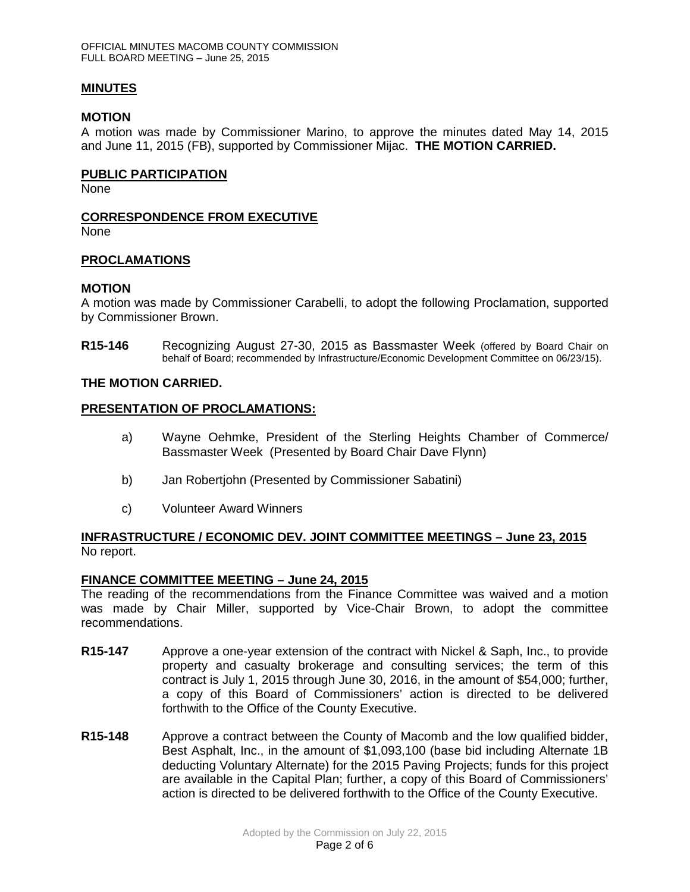## MINUTES

### MOTION

A motion was made by Commissioner Marino, to approve the minutes dated May 14, 2015 and June 11, 2015 (FB), supported by Commissioner Mijac. **THE MOTION CARRIED.**

## PUBLIC PARTICIPATION

None

## CORRESPONDENCE FROM EXECUTIVE

None

## PROCLAMATIONS

### MOTION

A motion was made by Commissioner Carabelli, to adopt the following Proclamation, supported by Commissioner Brown.

**R15-146** Recognizing August 27-30, 2015 as Bassmaster Week (offered by Board Chair on behalf of Board; recommended by Infrastructure/Economic Development Committee on 06/23/15).

**THE MOTION CARRIED.**

## PRESENTATION OF PROCLAMATIONS:

a) Wayne Oehmke, President of the Sterling Heights Chamber of Commerce/ Bassmaster Week (Presented by Board Chair Dave Flynn)

b) Jan Robertjohn (Presented by Commissioner Sabatini)

c) Volunteer Award Winners

## INFRASTRUCTURE / ECONOMIC DEV. JOINT COMMITTEE MEETINGS – June 23, 2015

No report.

## FINANCE COMMITTEE MEETING – June 24, 2015

The reading of the recommendations from the Finance Committee was waived and a motion was made by Chair Miller, supported by Vice-Chair Brown, to adopt the committee recommendations.

**R15-147** Approve a one-year extension of the contract with Nickel & Saph, Inc., to provide property and casualty brokerage and consulting services; the term of this contract is July 1, 2015 through June 30, 2016, in the amount of $54,000; further, a copy of this Board of Commissioners' action is directed to be delivered forthwith to the Office of the County Executive.

**R15-148** Approve a contract between the County of Macomb and the low qualified bidder, Best Asphalt, Inc., in the amount of $1,093,100 (base bid including Alternate 1B deducting Voluntary Alternate) for the 2015 Paving Projects; funds for this project are available in the Capital Plan; further, a copy of this Board of Commissioners' action is directed to be delivered forthwith to the Office of the County Executive.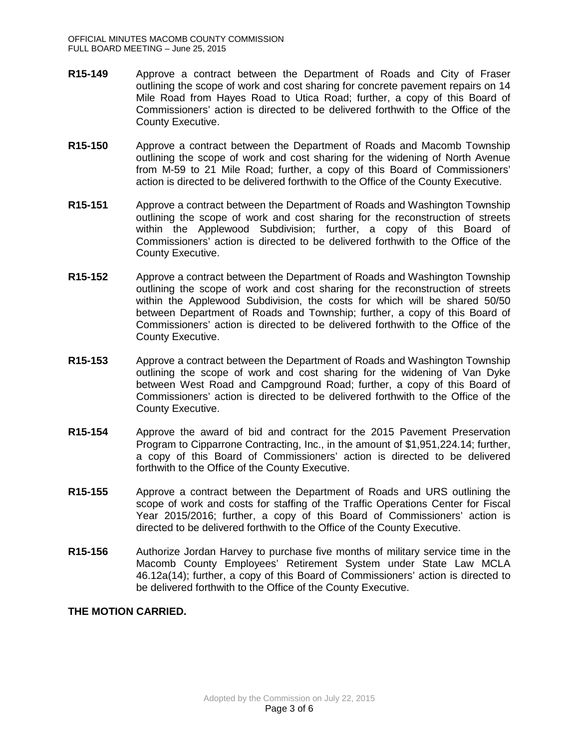**R15-149** Approve a contract between the Department of Roads and City of Fraser outlining the scope of work and cost sharing for concrete pavement repairs on 14 Mile Road from Hayes Road to Utica Road; further, a copy of this Board of Commissioners' action is directed to be delivered forthwith to the Office of the County Executive.

**R15-150** Approve a contract between the Department of Roads and Macomb Township outlining the scope of work and cost sharing for the widening of North Avenue from M-59 to 21 Mile Road; further, a copy of this Board of Commissioners' action is directed to be delivered forthwith to the Office of the County Executive.

**R15-151** Approve a contract between the Department of Roads and Washington Township outlining the scope of work and cost sharing for the reconstruction of streets within the Applewood Subdivision; further, a copy of this Board of Commissioners' action is directed to be delivered forthwith to the Office of the County Executive.

**R15-152** Approve a contract between the Department of Roads and Washington Township outlining the scope of work and cost sharing for the reconstruction of streets within the Applewood Subdivision, the costs for which will be shared 50/50 between Department of Roads and Township; further, a copy of this Board of Commissioners' action is directed to be delivered forthwith to the Office of the County Executive.

**R15-153** Approve a contract between the Department of Roads and Washington Township outlining the scope of work and cost sharing for the widening of Van Dyke between West Road and Campground Road; further, a copy of this Board of Commissioners' action is directed to be delivered forthwith to the Office of the County Executive.

**R15-154** Approve the award of bid and contract for the 2015 Pavement Preservation Program to Cipparrone Contracting, Inc., in the amount of $1,951,224.14; further, a copy of this Board of Commissioners' action is directed to be delivered forthwith to the Office of the County Executive.

**R15-155** Approve a contract between the Department of Roads and URS outlining the scope of work and costs for staffing of the Traffic Operations Center for Fiscal Year 2015/2016; further, a copy of this Board of Commissioners' action is directed to be delivered forthwith to the Office of the County Executive.

**R15-156** Authorize Jordan Harvey to purchase five months of military service time in the Macomb County Employees' Retirement System under State Law MCLA 46.12a(14); further, a copy of this Board of Commissioners' action is directed to be delivered forthwith to the Office of the County Executive.

**THE MOTION CARRIED.**

Adopted by the Commission on July 22, 2015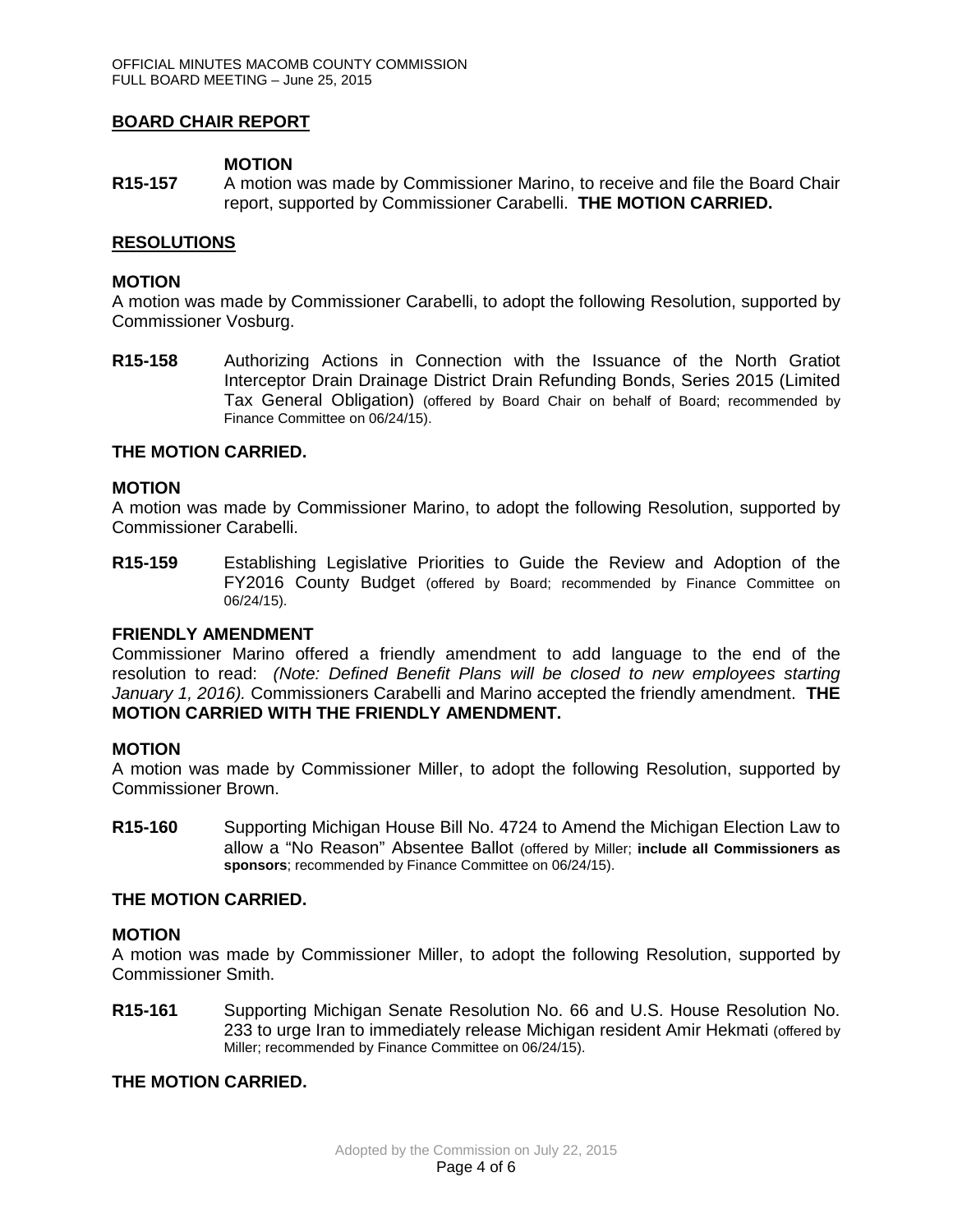## BOARD CHAIR REPORT

**MOTION**

**R15-157** A motion was made by Commissioner Marino, to receive and file the Board Chair report, supported by Commissioner Carabelli. **THE MOTION CARRIED.**

## RESOLUTIONS

**MOTION**

A motion was made by Commissioner Carabelli, to adopt the following Resolution, supported by Commissioner Vosburg.

**R15-158** Authorizing Actions in Connection with the Issuance of the North Gratiot Interceptor Drain Drainage District Drain Refunding Bonds, Series 2015 (Limited Tax General Obligation) (offered by Board Chair on behalf of Board; recommended by Finance Committee on 06/24/15).

**THE MOTION CARRIED.**

**MOTION**

A motion was made by Commissioner Marino, to adopt the following Resolution, supported by Commissioner Carabelli.

**R15-159** Establishing Legislative Priorities to Guide the Review and Adoption of the FY2016 County Budget (offered by Board; recommended by Finance Committee on 06/24/15).

**FRIENDLY AMENDMENT**

Commissioner Marino offered a friendly amendment to add language to the end of the resolution to read: *(Note: Defined Benefit Plans will be closed to new employees starting January 1, 2016).* Commissioners Carabelli and Marino accepted the friendly amendment. **THE MOTION CARRIED WITH THE FRIENDLY AMENDMENT.**

**MOTION**

A motion was made by Commissioner Miller, to adopt the following Resolution, supported by Commissioner Brown.

**R15-160** Supporting Michigan House Bill No. 4724 to Amend the Michigan Election Law to allow a "No Reason" Absentee Ballot (offered by Miller; **include all Commissioners as sponsors**; recommended by Finance Committee on 06/24/15).

**THE MOTION CARRIED.**

**MOTION**

A motion was made by Commissioner Miller, to adopt the following Resolution, supported by Commissioner Smith.

**R15-161** Supporting Michigan Senate Resolution No. 66 and U.S. House Resolution No. 233 to urge Iran to immediately release Michigan resident Amir Hekmati (offered by Miller; recommended by Finance Committee on 06/24/15).

**THE MOTION CARRIED.**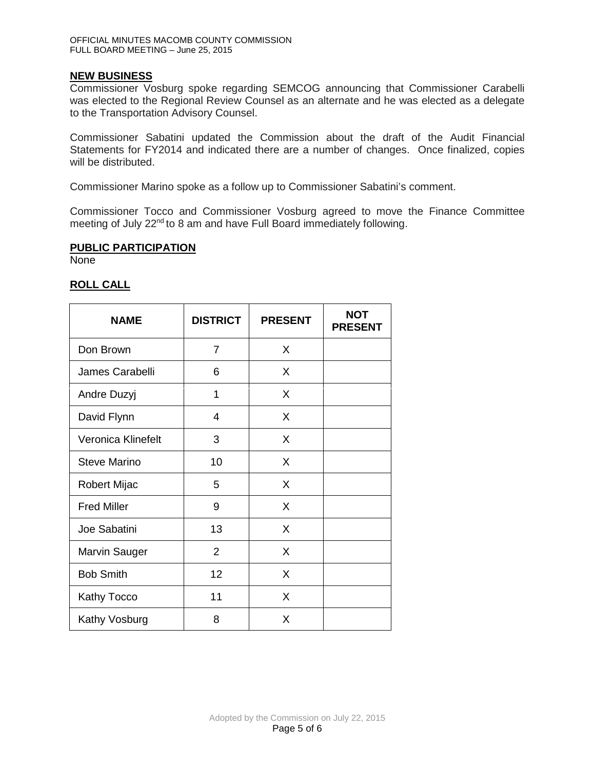## NEW BUSINESS

Commissioner Vosburg spoke regarding SEMCOG announcing that Commissioner Carabelli was elected to the Regional Review Counsel as an alternate and he was elected as a delegate to the Transportation Advisory Counsel.

Commissioner Sabatini updated the Commission about the draft of the Audit Financial Statements for FY2014 and indicated there are a number of changes. Once finalized, copies will be distributed.

Commissioner Marino spoke as a follow up to Commissioner Sabatini's comment.

Commissioner Tocco and Commissioner Vosburg agreed to move the Finance Committee meeting of July 22nd to 8 am and have Full Board immediately following.

## PUBLIC PARTICIPATION

None

## ROLL CALL

| NAME | DISTRICT | PRESENT | NOT PRESENT |
|---|---|---|---|
| Don Brown | 7 | X | |
| James Carabelli | 6 | X | |
| Andre Duzyj | 1 | X | |
| David Flynn | 4 | X | |
| Veronica Klinefelt | 3 | X | |
| Steve Marino | 10 | X | |
| Robert Mijac | 5 | X | |
| Fred Miller | 9 | X | |
| Joe Sabatini | 13 | X | |
| Marvin Sauger | 2 | X | |
| Bob Smith | 12 | X | |
| Kathy Tocco | 11 | X | |
| Kathy Vosburg | 8 | X | |

Adopted by the Commission on July 22, 2015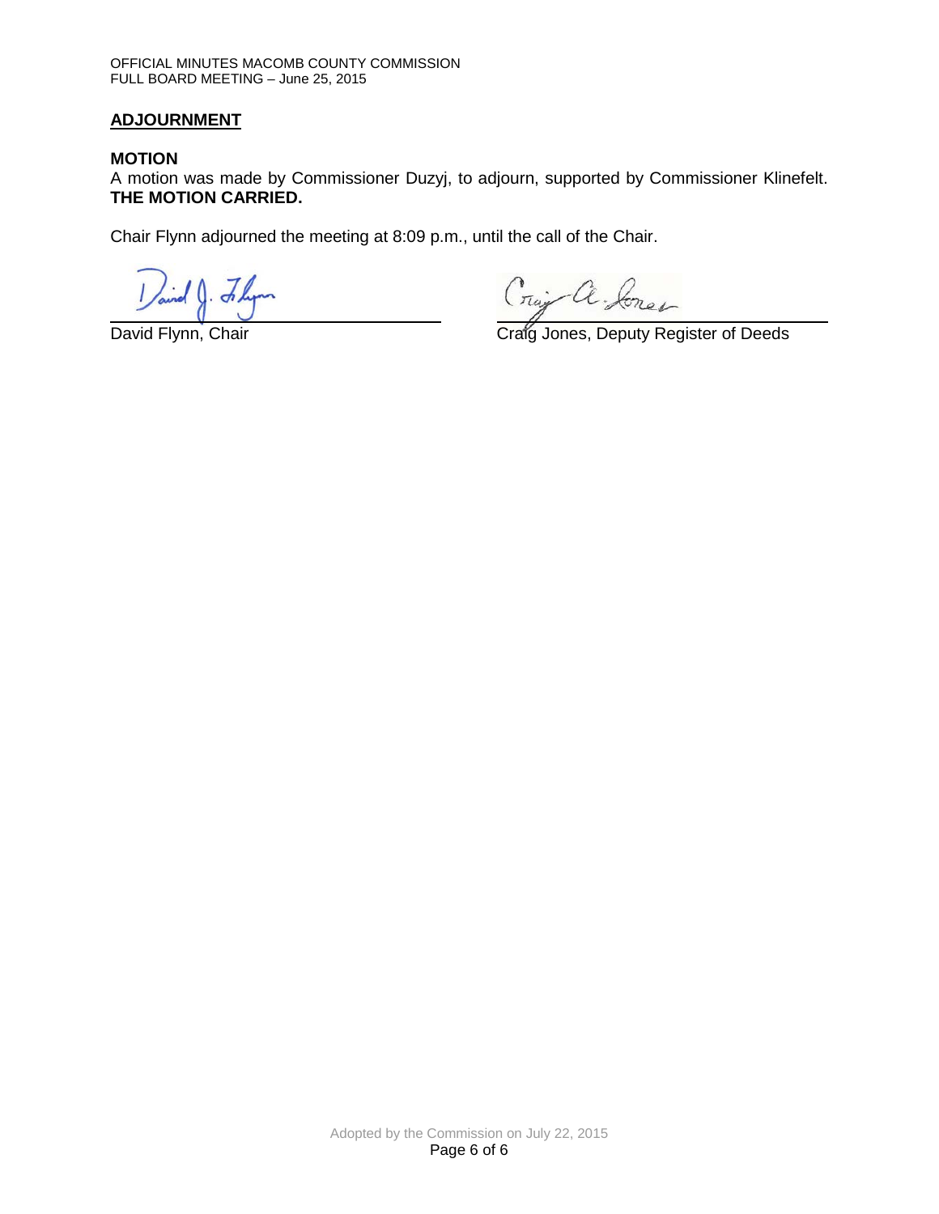## ADJOURNMENT

**MOTION**

A motion was made by Commissioner Duzyj, to adjourn, supported by Commissioner Klinefelt. **THE MOTION CARRIED.**

Chair Flynn adjourned the meeting at 8:09 p.m., until the call of the Chair.

David Flynn, Chair

Craig Jones, Deputy Register of Deeds

Adopted by the Commission on July 22, 2015